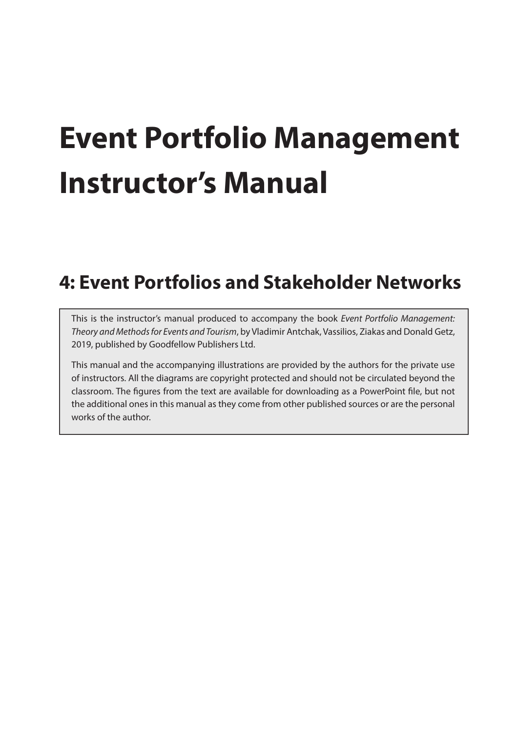# Event Portfolio Management Instructor's Manual

## 4: Event Portfolios and Stakeholder Networks

This is the instructor's manual produced to accompany the book *Event Portfolio Management: Theory and Methods for Events and Tourism*, by Vladimir Antchak, Vassilios, Ziakas and Donald Getz, 2019, published by Goodfellow Publishers Ltd.

This manual and the accompanying illustrations are provided by the authors for the private use of instructors. All the diagrams are copyright protected and should not be circulated beyond the classroom. The figures from the text are available for downloading as a PowerPoint file, but not the additional ones in this manual as they come from other published sources or are the personal works of the author.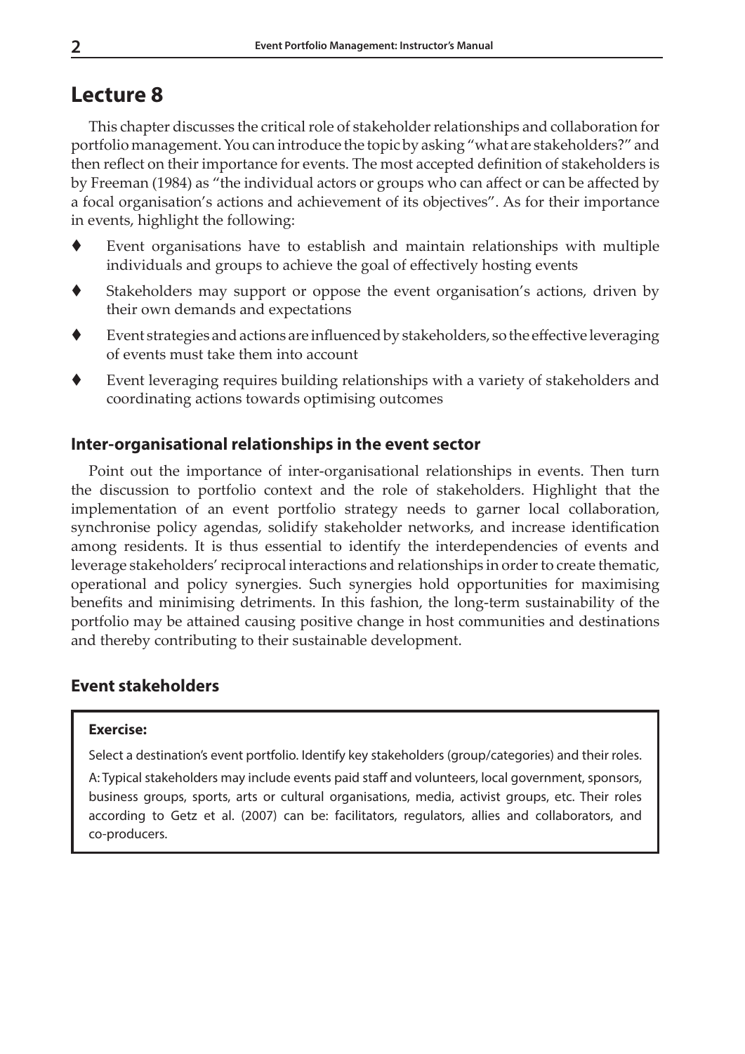# Lecture 8

This chapter discusses the critical role of stakeholder relationships and collaboration for portfolio management. You can introduce the topic by asking "what are stakeholders?" and then reflect on their importance for events. The most accepted definition of stakeholders is by Freeman (1984) as "the individual actors or groups who can affect or can be affected by a focal organisation's actions and achievement of its objectives". As for their importance in events, highlight the following:

- Event organisations have to establish and maintain relationships with multiple individuals and groups to achieve the goal of effectively hosting events
- Stakeholders may support or oppose the event organisation's actions, driven by their own demands and expectations
- Event strategies and actions are influenced by stakeholders, so the effective leveraging of events must take them into account
- Event leveraging requires building relationships with a variety of stakeholders and coordinating actions towards optimising outcomes

## Inter-organisational relationships in the event sector

Point out the importance of inter-organisational relationships in events. Then turn the discussion to portfolio context and the role of stakeholders. Highlight that the implementation of an event portfolio strategy needs to garner local collaboration, synchronise policy agendas, solidify stakeholder networks, and increase identification among residents. It is thus essential to identify the interdependencies of events and leverage stakeholders' reciprocal interactions and relationships in order to create thematic, operational and policy synergies. Such synergies hold opportunities for maximising benefits and minimising detriments. In this fashion, the long-term sustainability of the portfolio may be attained causing positive change in host communities and destinations and thereby contributing to their sustainable development.

## Event stakeholders

> **Exercise:**
>
> Select a destination's event portfolio. Identify key stakeholders (group/categories) and their roles.
>
> A: Typical stakeholders may include events paid staff and volunteers, local government, sponsors, business groups, sports, arts or cultural organisations, media, activist groups, etc. Their roles according to Getz et al. (2007) can be: facilitators, regulators, allies and collaborators, and co-producers.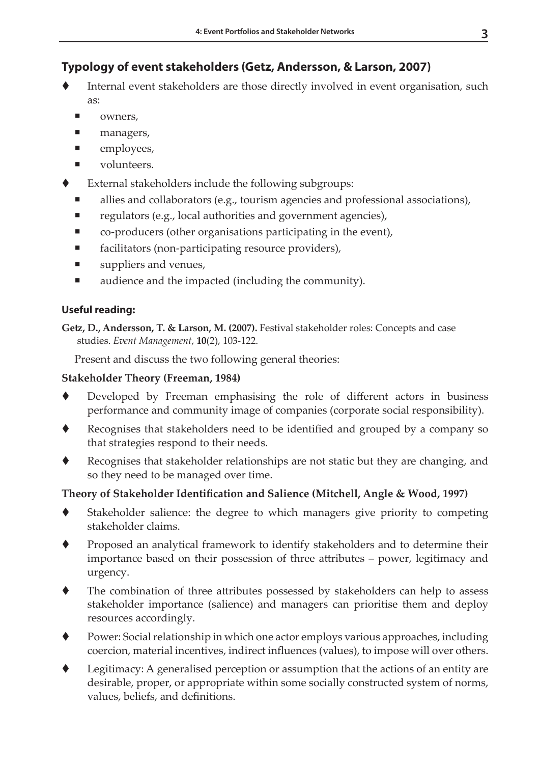## Typology of event stakeholders (Getz, Andersson, & Larson, 2007)

- Internal event stakeholders are those directly involved in event organisation, such as:
  - owners,
  - managers,
  - employees,
  - volunteers.
- External stakeholders include the following subgroups:
  - allies and collaborators (e.g., tourism agencies and professional associations),
  - regulators (e.g., local authorities and government agencies),
  - co-producers (other organisations participating in the event),
  - facilitators (non-participating resource providers),
  - suppliers and venues,
  - audience and the impacted (including the community).

### Useful reading:

**Getz, D., Andersson, T. & Larson, M. (2007).** Festival stakeholder roles: Concepts and case studies. *Event Management*, **10**(2), 103-122.

Present and discuss the two following general theories:

**Stakeholder Theory (Freeman, 1984)**

- Developed by Freeman emphasising the role of different actors in business performance and community image of companies (corporate social responsibility).
- Recognises that stakeholders need to be identified and grouped by a company so that strategies respond to their needs.
- Recognises that stakeholder relationships are not static but they are changing, and so they need to be managed over time.

**Theory of Stakeholder Identification and Salience (Mitchell, Angle & Wood, 1997)**

- Stakeholder salience: the degree to which managers give priority to competing stakeholder claims.
- Proposed an analytical framework to identify stakeholders and to determine their importance based on their possession of three attributes – power, legitimacy and urgency.
- The combination of three attributes possessed by stakeholders can help to assess stakeholder importance (salience) and managers can prioritise them and deploy resources accordingly.
- Power: Social relationship in which one actor employs various approaches, including coercion, material incentives, indirect influences (values), to impose will over others.
- Legitimacy: A generalised perception or assumption that the actions of an entity are desirable, proper, or appropriate within some socially constructed system of norms, values, beliefs, and definitions.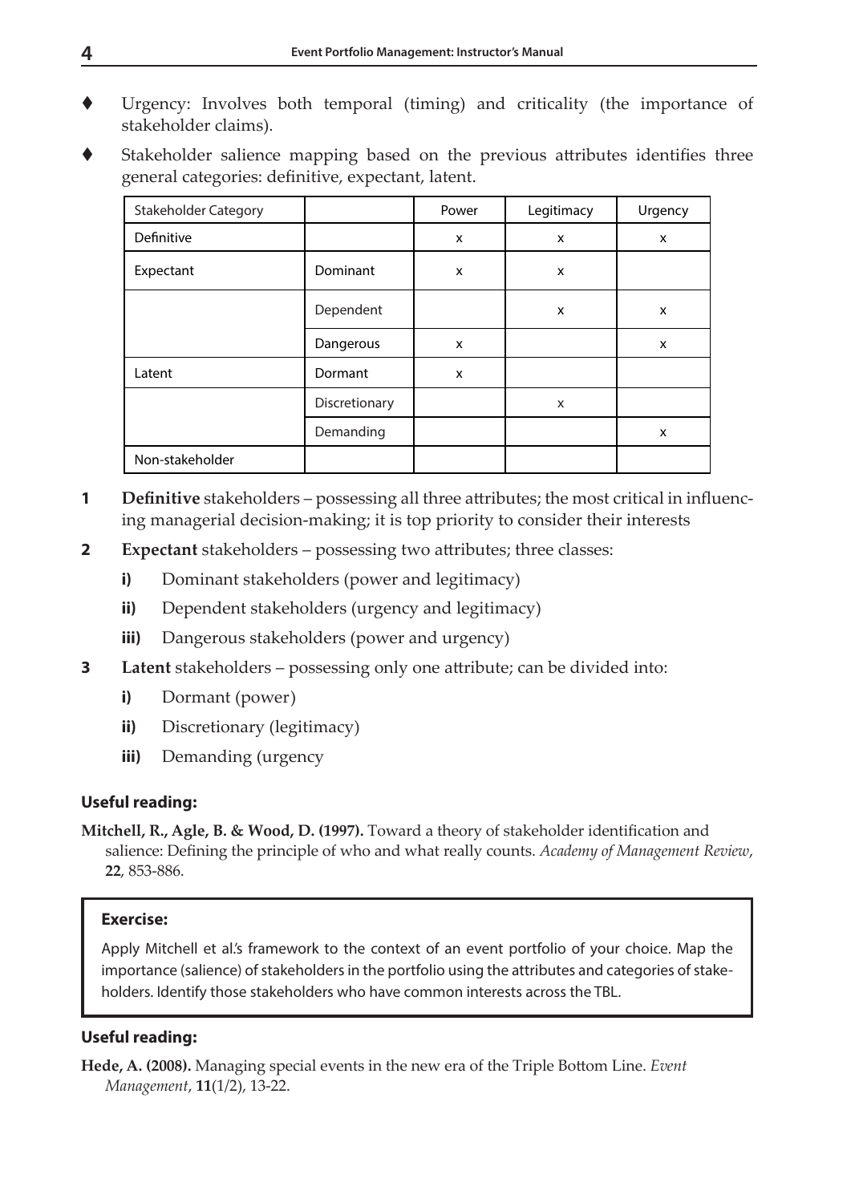- Urgency: Involves both temporal (timing) and criticality (the importance of stakeholder claims).
- Stakeholder salience mapping based on the previous attributes identifies three general categories: definitive, expectant, latent.

| Stakeholder Category | | Power | Legitimacy | Urgency |
|---|---|---|---|---|
| Definitive | | x | x | x |
| Expectant | Dominant | x | x | |
| | Dependent | | x | x |
| | Dangerous | x | | x |
| Latent | Dormant | x | | |
| | Discretionary | | x | |
| | Demanding | | | x |
| Non-stakeholder | | | | |

1. **Definitive** stakeholders – possessing all three attributes; the most critical in influencing managerial decision-making; it is top priority to consider their interests
2. **Expectant** stakeholders – possessing two attributes; three classes:
   - **i)** Dominant stakeholders (power and legitimacy)
   - **ii)** Dependent stakeholders (urgency and legitimacy)
   - **iii)** Dangerous stakeholders (power and urgency)
3. **Latent** stakeholders – possessing only one attribute; can be divided into:
   - **i)** Dormant (power)
   - **ii)** Discretionary (legitimacy)
   - **iii)** Demanding (urgency

### Useful reading:

**Mitchell, R., Agle, B. & Wood, D. (1997).** Toward a theory of stakeholder identification and salience: Defining the principle of who and what really counts. *Academy of Management Review*, **22**, 853-886.

> **Exercise:**
>
> Apply Mitchell et al.'s framework to the context of an event portfolio of your choice. Map the importance (salience) of stakeholders in the portfolio using the attributes and categories of stakeholders. Identify those stakeholders who have common interests across the TBL.

### Useful reading:

**Hede, A. (2008).** Managing special events in the new era of the Triple Bottom Line. *Event Management*, **11**(1/2), 13-22.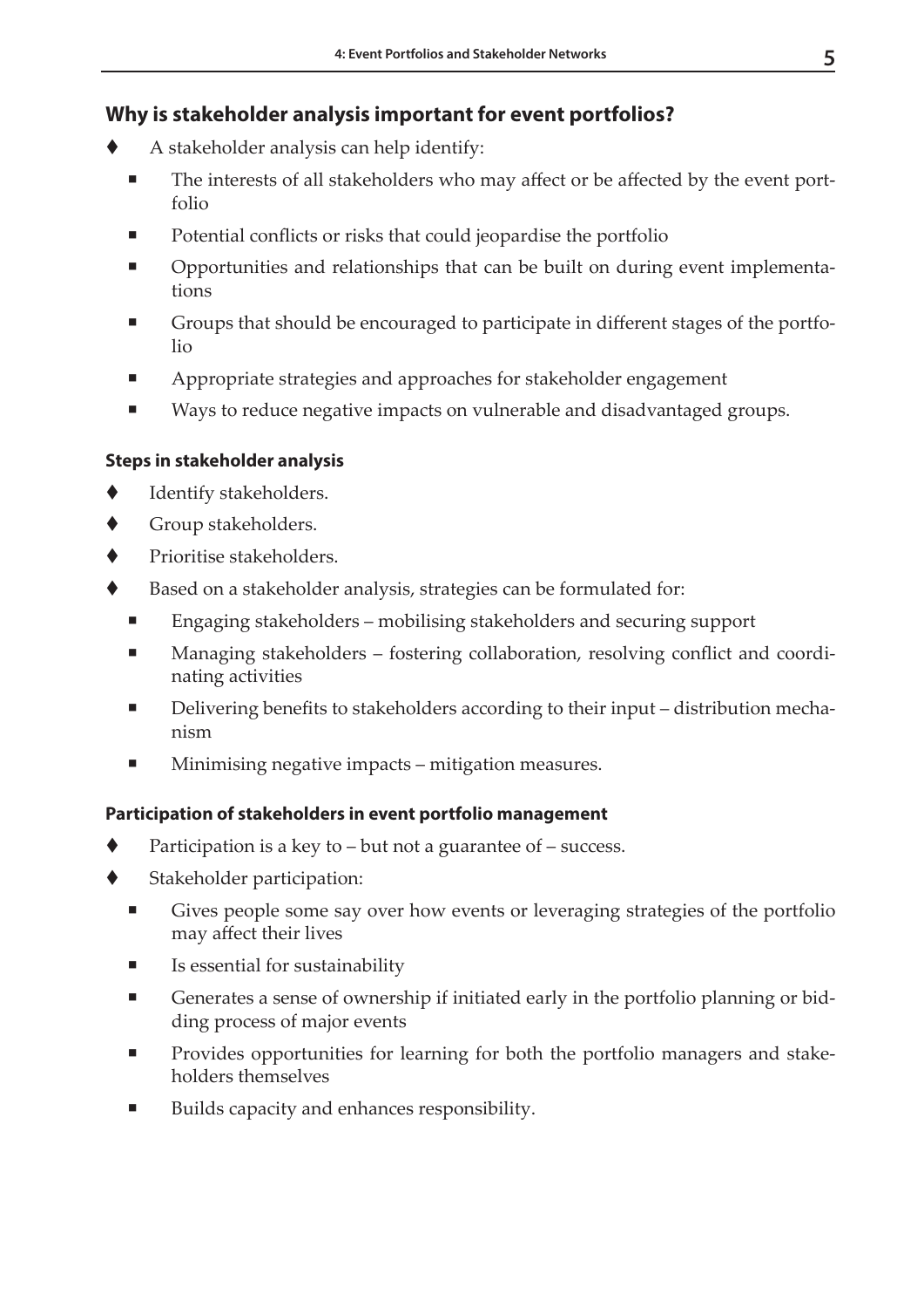## Why is stakeholder analysis important for event portfolios?

- A stakeholder analysis can help identify:
  - The interests of all stakeholders who may affect or be affected by the event portfolio
  - Potential conflicts or risks that could jeopardise the portfolio
  - Opportunities and relationships that can be built on during event implementations
  - Groups that should be encouraged to participate in different stages of the portfolio
  - Appropriate strategies and approaches for stakeholder engagement
  - Ways to reduce negative impacts on vulnerable and disadvantaged groups.

### Steps in stakeholder analysis

- Identify stakeholders.
- Group stakeholders.
- Prioritise stakeholders.
- Based on a stakeholder analysis, strategies can be formulated for:
  - Engaging stakeholders – mobilising stakeholders and securing support
  - Managing stakeholders – fostering collaboration, resolving conflict and coordinating activities
  - Delivering benefits to stakeholders according to their input – distribution mechanism
  - Minimising negative impacts – mitigation measures.

### Participation of stakeholders in event portfolio management

- Participation is a key to – but not a guarantee of – success.
- Stakeholder participation:
  - Gives people some say over how events or leveraging strategies of the portfolio may affect their lives
  - Is essential for sustainability
  - Generates a sense of ownership if initiated early in the portfolio planning or bidding process of major events
  - Provides opportunities for learning for both the portfolio managers and stakeholders themselves
  - Builds capacity and enhances responsibility.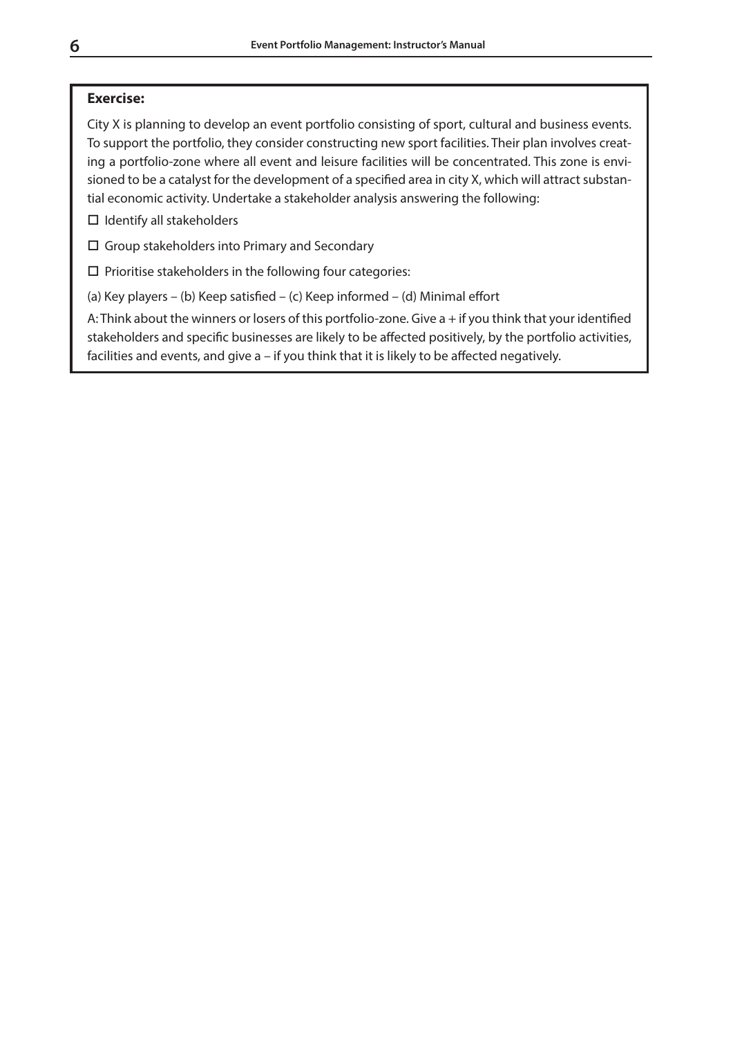**Exercise:**

City X is planning to develop an event portfolio consisting of sport, cultural and business events. To support the portfolio, they consider constructing new sport facilities. Their plan involves creating a portfolio-zone where all event and leisure facilities will be concentrated. This zone is envisioned to be a catalyst for the development of a specified area in city X, which will attract substantial economic activity. Undertake a stakeholder analysis answering the following:

- ☐ Identify all stakeholders
- ☐ Group stakeholders into Primary and Secondary
- ☐ Prioritise stakeholders in the following four categories:

(a) Key players – (b) Keep satisfied – (c) Keep informed – (d) Minimal effort

A: Think about the winners or losers of this portfolio-zone. Give a + if you think that your identified stakeholders and specific businesses are likely to be affected positively, by the portfolio activities, facilities and events, and give a – if you think that it is likely to be affected negatively.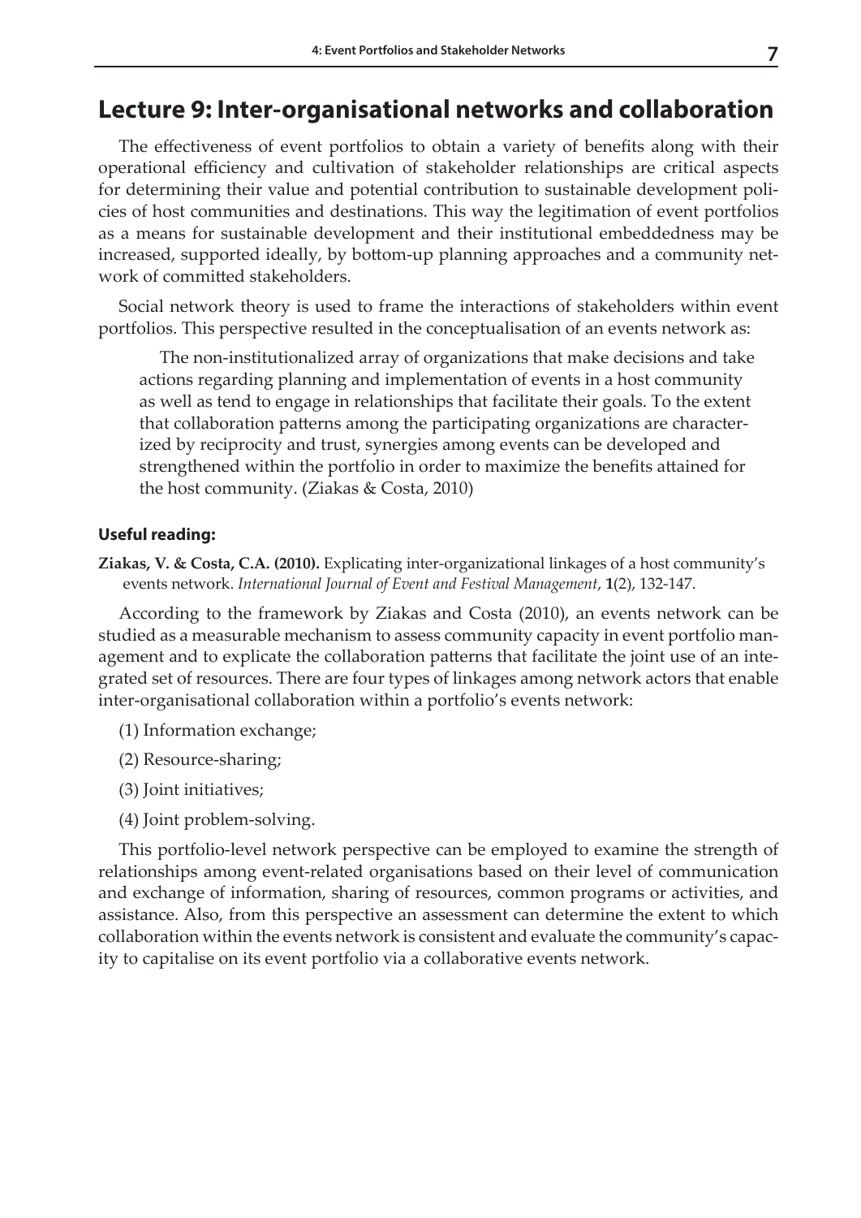## Lecture 9: Inter-organisational networks and collaboration

The effectiveness of event portfolios to obtain a variety of benefits along with their operational efficiency and cultivation of stakeholder relationships are critical aspects for determining their value and potential contribution to sustainable development policies of host communities and destinations. This way the legitimation of event portfolios as a means for sustainable development and their institutional embeddedness may be increased, supported ideally, by bottom-up planning approaches and a community network of committed stakeholders.

Social network theory is used to frame the interactions of stakeholders within event portfolios. This perspective resulted in the conceptualisation of an events network as:

> The non-institutionalized array of organizations that make decisions and take actions regarding planning and implementation of events in a host community as well as tend to engage in relationships that facilitate their goals. To the extent that collaboration patterns among the participating organizations are characterized by reciprocity and trust, synergies among events can be developed and strengthened within the portfolio in order to maximize the benefits attained for the host community. (Ziakas & Costa, 2010)

#### Useful reading:

**Ziakas, V. & Costa, C.A. (2010).** Explicating inter-organizational linkages of a host community's events network. *International Journal of Event and Festival Management*, **1**(2), 132-147.

According to the framework by Ziakas and Costa (2010), an events network can be studied as a measurable mechanism to assess community capacity in event portfolio management and to explicate the collaboration patterns that facilitate the joint use of an integrated set of resources. There are four types of linkages among network actors that enable inter-organisational collaboration within a portfolio's events network:

(1) Information exchange;

(2) Resource-sharing;

(3) Joint initiatives;

(4) Joint problem-solving.

This portfolio-level network perspective can be employed to examine the strength of relationships among event-related organisations based on their level of communication and exchange of information, sharing of resources, common programs or activities, and assistance. Also, from this perspective an assessment can determine the extent to which collaboration within the events network is consistent and evaluate the community's capacity to capitalise on its event portfolio via a collaborative events network.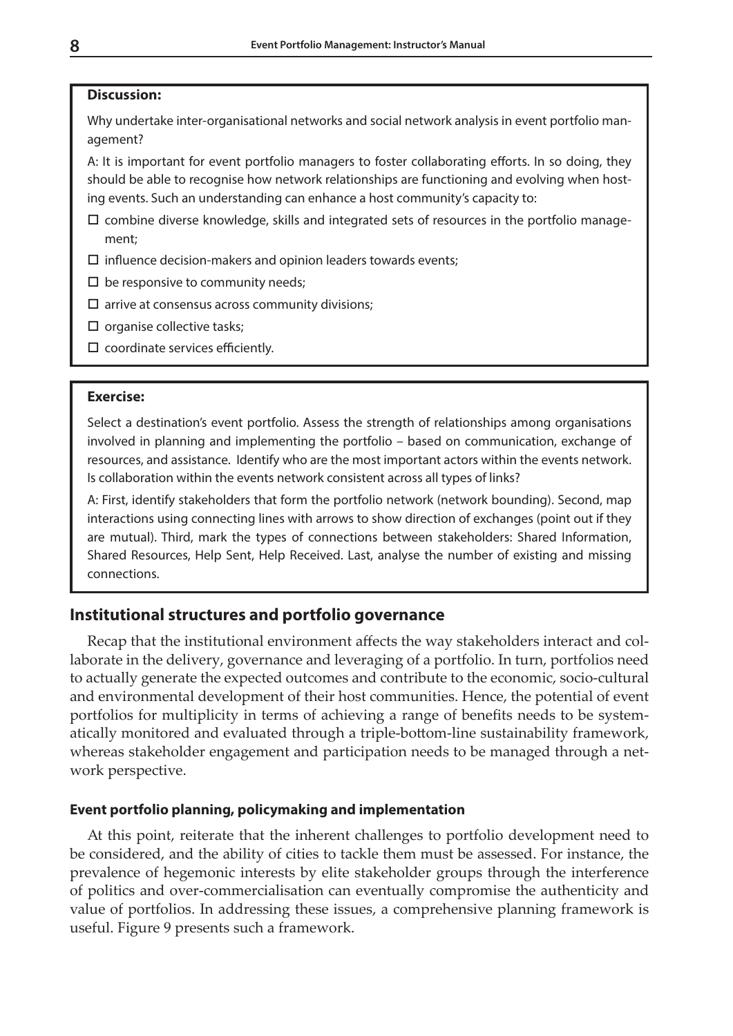**Discussion:**

Why undertake inter-organisational networks and social network analysis in event portfolio management?

A: It is important for event portfolio managers to foster collaborating efforts. In so doing, they should be able to recognise how network relationships are functioning and evolving when hosting events. Such an understanding can enhance a host community's capacity to:

- combine diverse knowledge, skills and integrated sets of resources in the portfolio management;
- influence decision-makers and opinion leaders towards events;
- be responsive to community needs;
- arrive at consensus across community divisions;
- organise collective tasks;
- coordinate services efficiently.

**Exercise:**

Select a destination's event portfolio. Assess the strength of relationships among organisations involved in planning and implementing the portfolio – based on communication, exchange of resources, and assistance. Identify who are the most important actors within the events network. Is collaboration within the events network consistent across all types of links?

A: First, identify stakeholders that form the portfolio network (network bounding). Second, map interactions using connecting lines with arrows to show direction of exchanges (point out if they are mutual). Third, mark the types of connections between stakeholders: Shared Information, Shared Resources, Help Sent, Help Received. Last, analyse the number of existing and missing connections.

## Institutional structures and portfolio governance

Recap that the institutional environment affects the way stakeholders interact and collaborate in the delivery, governance and leveraging of a portfolio. In turn, portfolios need to actually generate the expected outcomes and contribute to the economic, socio-cultural and environmental development of their host communities. Hence, the potential of event portfolios for multiplicity in terms of achieving a range of benefits needs to be systematically monitored and evaluated through a triple-bottom-line sustainability framework, whereas stakeholder engagement and participation needs to be managed through a network perspective.

### Event portfolio planning, policymaking and implementation

At this point, reiterate that the inherent challenges to portfolio development need to be considered, and the ability of cities to tackle them must be assessed. For instance, the prevalence of hegemonic interests by elite stakeholder groups through the interference of politics and over-commercialisation can eventually compromise the authenticity and value of portfolios. In addressing these issues, a comprehensive planning framework is useful. Figure 9 presents such a framework.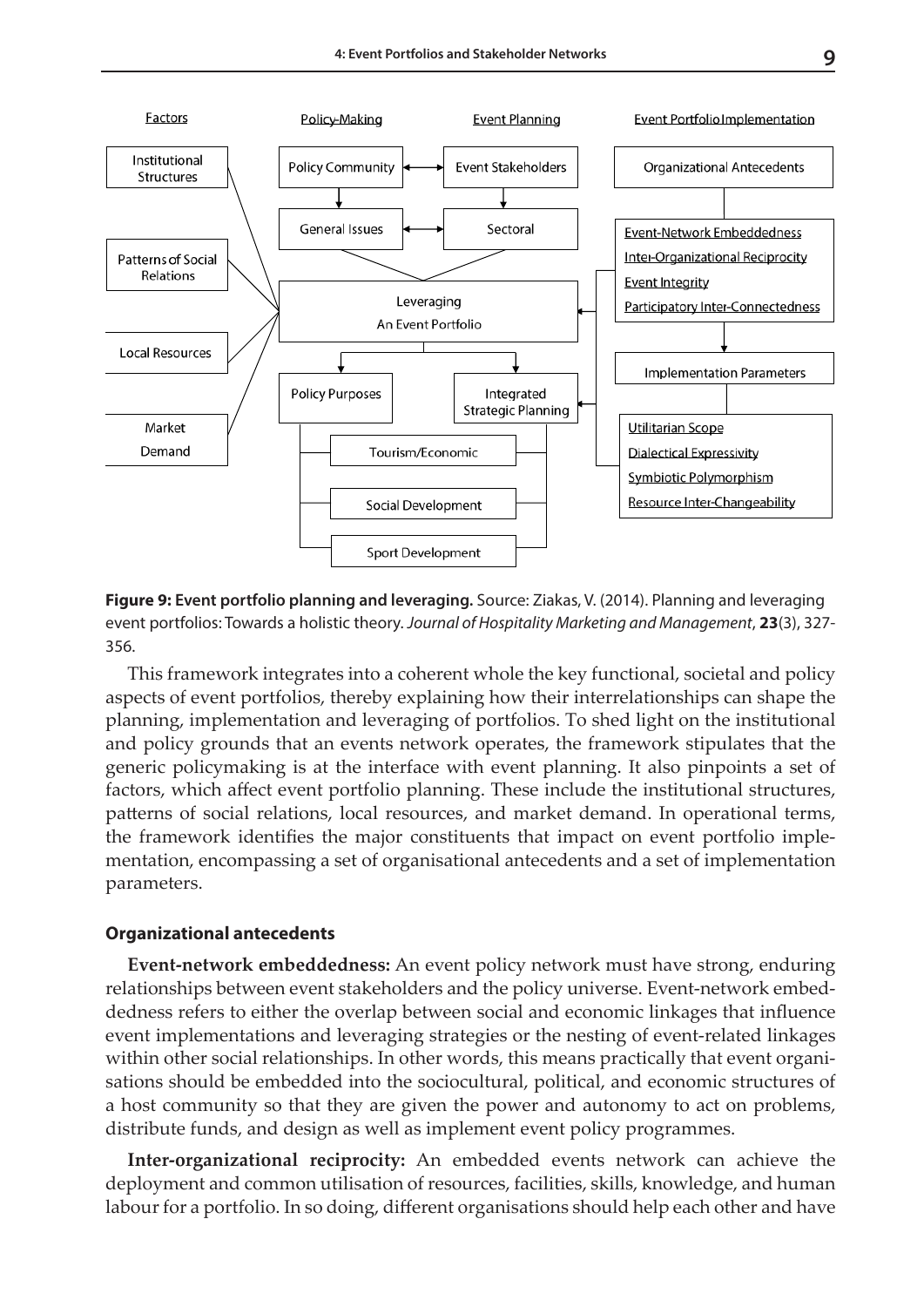Factors | Policy-Making | Event Planning | Event Portfolio Implementation

**Figure 9: Event portfolio planning and leveraging.** Source: Ziakas, V. (2014). Planning and leveraging event portfolios: Towards a holistic theory. *Journal of Hospitality Marketing and Management*, **23**(3), 327-356.

This framework integrates into a coherent whole the key functional, societal and policy aspects of event portfolios, thereby explaining how their interrelationships can shape the planning, implementation and leveraging of portfolios. To shed light on the institutional and policy grounds that an events network operates, the framework stipulates that the generic policymaking is at the interface with event planning. It also pinpoints a set of factors, which affect event portfolio planning. These include the institutional structures, patterns of social relations, local resources, and market demand. In operational terms, the framework identifies the major constituents that impact on event portfolio implementation, encompassing a set of organisational antecedents and a set of implementation parameters.

### Organizational antecedents

**Event-network embeddedness:** An event policy network must have strong, enduring relationships between event stakeholders and the policy universe. Event-network embeddedness refers to either the overlap between social and economic linkages that influence event implementations and leveraging strategies or the nesting of event-related linkages within other social relationships. In other words, this means practically that event organisations should be embedded into the sociocultural, political, and economic structures of a host community so that they are given the power and autonomy to act on problems, distribute funds, and design as well as implement event policy programmes.

**Inter-organizational reciprocity:** An embedded events network can achieve the deployment and common utilisation of resources, facilities, skills, knowledge, and human labour for a portfolio. In so doing, different organisations should help each other and have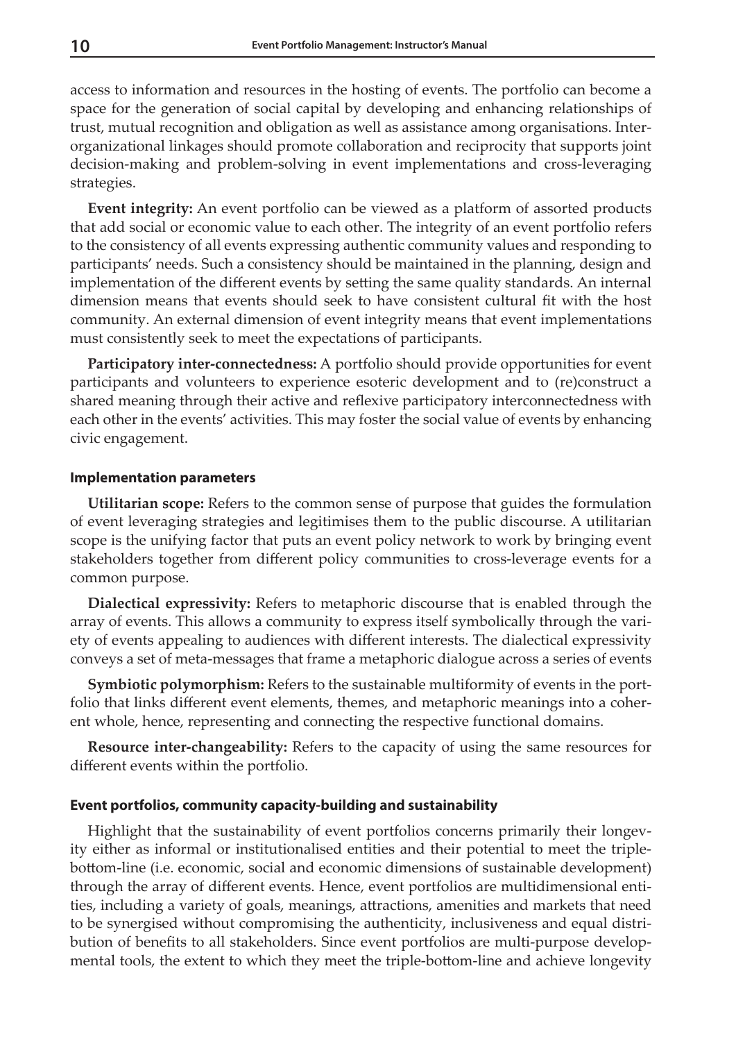access to information and resources in the hosting of events. The portfolio can become a space for the generation of social capital by developing and enhancing relationships of trust, mutual recognition and obligation as well as assistance among organisations. Inter-organizational linkages should promote collaboration and reciprocity that supports joint decision-making and problem-solving in event implementations and cross-leveraging strategies.

**Event integrity:** An event portfolio can be viewed as a platform of assorted products that add social or economic value to each other. The integrity of an event portfolio refers to the consistency of all events expressing authentic community values and responding to participants' needs. Such a consistency should be maintained in the planning, design and implementation of the different events by setting the same quality standards. An internal dimension means that events should seek to have consistent cultural fit with the host community. An external dimension of event integrity means that event implementations must consistently seek to meet the expectations of participants.

**Participatory inter-connectedness:** A portfolio should provide opportunities for event participants and volunteers to experience esoteric development and to (re)construct a shared meaning through their active and reflexive participatory interconnectedness with each other in the events' activities. This may foster the social value of events by enhancing civic engagement.

#### Implementation parameters

**Utilitarian scope:** Refers to the common sense of purpose that guides the formulation of event leveraging strategies and legitimises them to the public discourse. A utilitarian scope is the unifying factor that puts an event policy network to work by bringing event stakeholders together from different policy communities to cross-leverage events for a common purpose.

**Dialectical expressivity:** Refers to metaphoric discourse that is enabled through the array of events. This allows a community to express itself symbolically through the variety of events appealing to audiences with different interests. The dialectical expressivity conveys a set of meta-messages that frame a metaphoric dialogue across a series of events

**Symbiotic polymorphism:** Refers to the sustainable multiformity of events in the portfolio that links different event elements, themes, and metaphoric meanings into a coherent whole, hence, representing and connecting the respective functional domains.

**Resource inter-changeability:** Refers to the capacity of using the same resources for different events within the portfolio.

#### Event portfolios, community capacity-building and sustainability

Highlight that the sustainability of event portfolios concerns primarily their longevity either as informal or institutionalised entities and their potential to meet the triple-bottom-line (i.e. economic, social and economic dimensions of sustainable development) through the array of different events. Hence, event portfolios are multidimensional entities, including a variety of goals, meanings, attractions, amenities and markets that need to be synergised without compromising the authenticity, inclusiveness and equal distribution of benefits to all stakeholders. Since event portfolios are multi-purpose developmental tools, the extent to which they meet the triple-bottom-line and achieve longevity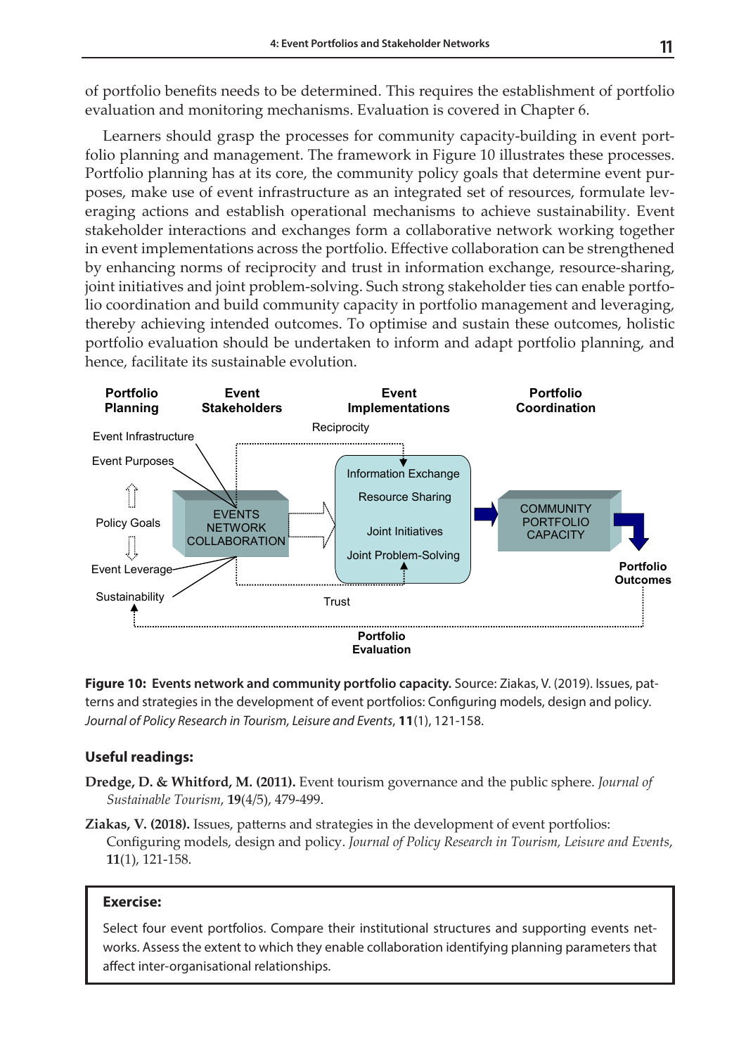of portfolio benefits needs to be determined. This requires the establishment of portfolio evaluation and monitoring mechanisms. Evaluation is covered in Chapter 6.

Learners should grasp the processes for community capacity-building in event portfolio planning and management. The framework in Figure 10 illustrates these processes. Portfolio planning has at its core, the community policy goals that determine event purposes, make use of event infrastructure as an integrated set of resources, formulate leveraging actions and establish operational mechanisms to achieve sustainability. Event stakeholder interactions and exchanges form a collaborative network working together in event implementations across the portfolio. Effective collaboration can be strengthened by enhancing norms of reciprocity and trust in information exchange, resource-sharing, joint initiatives and joint problem-solving. Such strong stakeholder ties can enable portfolio coordination and build community capacity in portfolio management and leveraging, thereby achieving intended outcomes. To optimise and sustain these outcomes, holistic portfolio evaluation should be undertaken to inform and adapt portfolio planning, and hence, facilitate its sustainable evolution.

**Portfolio Planning** | **Event Stakeholders** | **Event Implementations** | **Portfolio Coordination**

Event Infrastructure
Event Purposes
Policy Goals
Event Leverage
Sustainability

EVENTS NETWORK COLLABORATION

Reciprocity

Information Exchange
Resource Sharing
Joint Initiatives
Joint Problem-Solving

Trust

COMMUNITY PORTFOLIO CAPACITY

**Portfolio Outcomes**

**Portfolio Evaluation**

**Figure 10: Events network and community portfolio capacity.** Source: Ziakas, V. (2019). Issues, patterns and strategies in the development of event portfolios: Configuring models, design and policy. *Journal of Policy Research in Tourism, Leisure and Events*, **11**(1), 121-158.

### Useful readings:

**Dredge, D. & Whitford, M. (2011).** Event tourism governance and the public sphere. *Journal of Sustainable Tourism*, **19**(4/5), 479-499.

**Ziakas, V. (2018).** Issues, patterns and strategies in the development of event portfolios: Configuring models, design and policy. *Journal of Policy Research in Tourism, Leisure and Events*, **11**(1), 121-158.

**Exercise:**

Select four event portfolios. Compare their institutional structures and supporting events networks. Assess the extent to which they enable collaboration identifying planning parameters that affect inter-organisational relationships.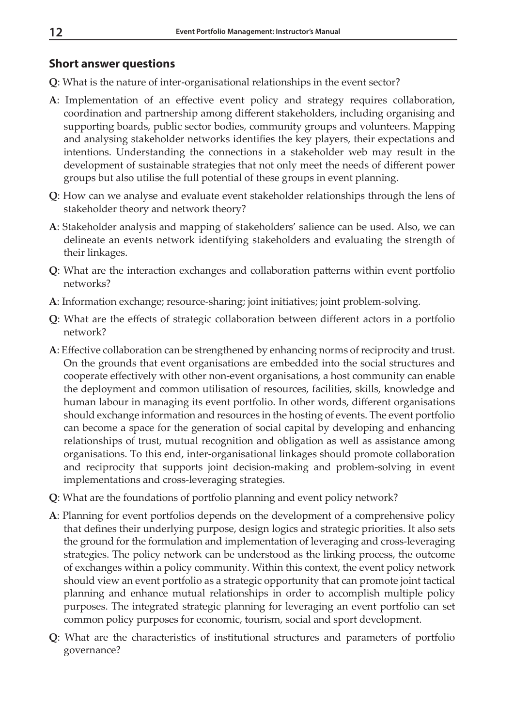## Short answer questions

**Q**: What is the nature of inter-organisational relationships in the event sector?

**A**: Implementation of an effective event policy and strategy requires collaboration, coordination and partnership among different stakeholders, including organising and supporting boards, public sector bodies, community groups and volunteers. Mapping and analysing stakeholder networks identifies the key players, their expectations and intentions. Understanding the connections in a stakeholder web may result in the development of sustainable strategies that not only meet the needs of different power groups but also utilise the full potential of these groups in event planning.

**Q**: How can we analyse and evaluate event stakeholder relationships through the lens of stakeholder theory and network theory?

**A**: Stakeholder analysis and mapping of stakeholders' salience can be used. Also, we can delineate an events network identifying stakeholders and evaluating the strength of their linkages.

**Q**: What are the interaction exchanges and collaboration patterns within event portfolio networks?

**A**: Information exchange; resource-sharing; joint initiatives; joint problem-solving.

**Q**: What are the effects of strategic collaboration between different actors in a portfolio network?

**A**: Effective collaboration can be strengthened by enhancing norms of reciprocity and trust. On the grounds that event organisations are embedded into the social structures and cooperate effectively with other non-event organisations, a host community can enable the deployment and common utilisation of resources, facilities, skills, knowledge and human labour in managing its event portfolio. In other words, different organisations should exchange information and resources in the hosting of events. The event portfolio can become a space for the generation of social capital by developing and enhancing relationships of trust, mutual recognition and obligation as well as assistance among organisations. To this end, inter-organisational linkages should promote collaboration and reciprocity that supports joint decision-making and problem-solving in event implementations and cross-leveraging strategies.

**Q**: What are the foundations of portfolio planning and event policy network?

**A**: Planning for event portfolios depends on the development of a comprehensive policy that defines their underlying purpose, design logics and strategic priorities. It also sets the ground for the formulation and implementation of leveraging and cross-leveraging strategies. The policy network can be understood as the linking process, the outcome of exchanges within a policy community. Within this context, the event policy network should view an event portfolio as a strategic opportunity that can promote joint tactical planning and enhance mutual relationships in order to accomplish multiple policy purposes. The integrated strategic planning for leveraging an event portfolio can set common policy purposes for economic, tourism, social and sport development.

**Q**: What are the characteristics of institutional structures and parameters of portfolio governance?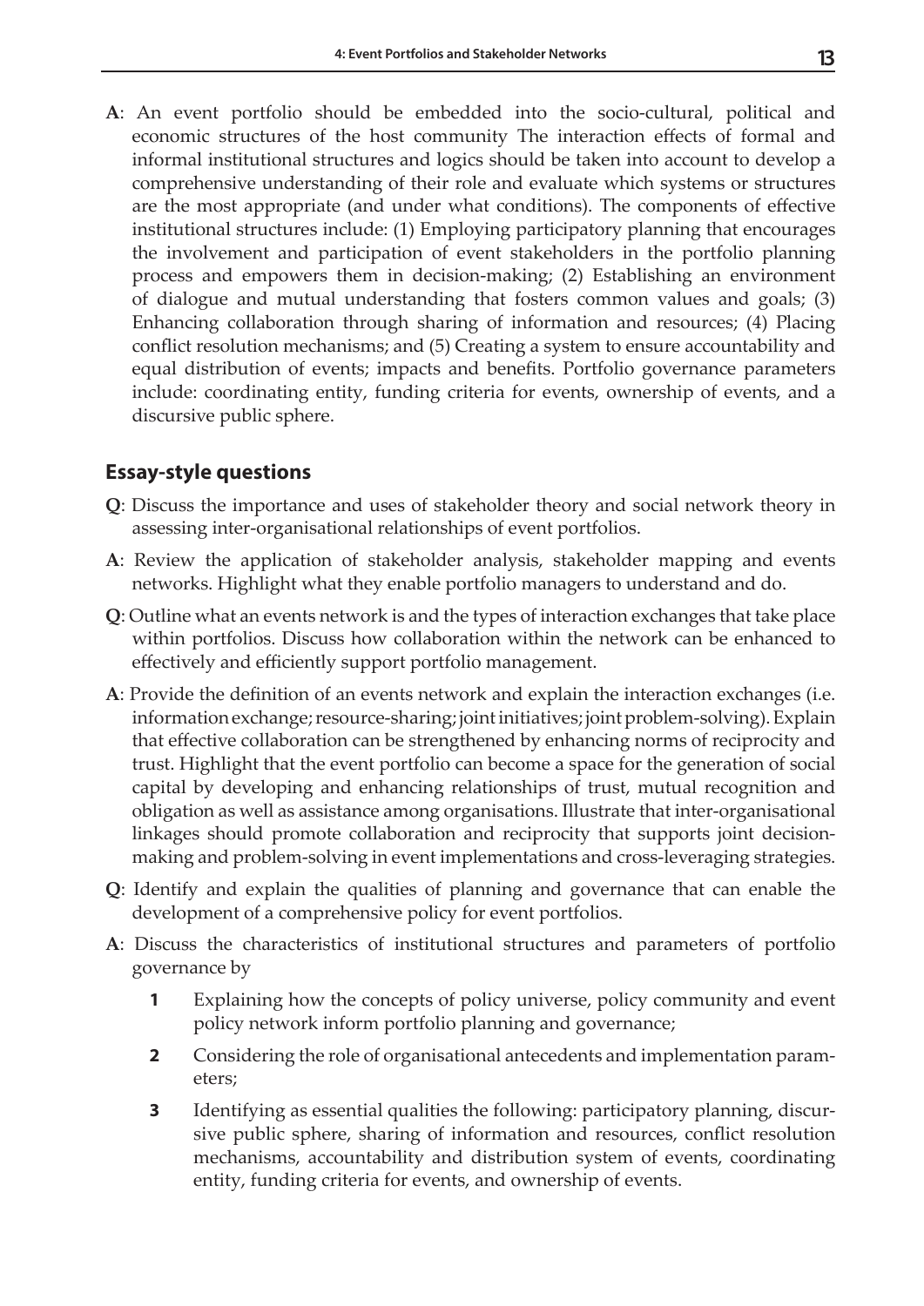**A**: An event portfolio should be embedded into the socio-cultural, political and economic structures of the host community The interaction effects of formal and informal institutional structures and logics should be taken into account to develop a comprehensive understanding of their role and evaluate which systems or structures are the most appropriate (and under what conditions). The components of effective institutional structures include: (1) Employing participatory planning that encourages the involvement and participation of event stakeholders in the portfolio planning process and empowers them in decision-making; (2) Establishing an environment of dialogue and mutual understanding that fosters common values and goals; (3) Enhancing collaboration through sharing of information and resources; (4) Placing conflict resolution mechanisms; and (5) Creating a system to ensure accountability and equal distribution of events; impacts and benefits. Portfolio governance parameters include: coordinating entity, funding criteria for events, ownership of events, and a discursive public sphere.

## Essay-style questions

**Q**: Discuss the importance and uses of stakeholder theory and social network theory in assessing inter-organisational relationships of event portfolios.

**A**: Review the application of stakeholder analysis, stakeholder mapping and events networks. Highlight what they enable portfolio managers to understand and do.

**Q**: Outline what an events network is and the types of interaction exchanges that take place within portfolios. Discuss how collaboration within the network can be enhanced to effectively and efficiently support portfolio management.

**A**: Provide the definition of an events network and explain the interaction exchanges (i.e. information exchange; resource-sharing; joint initiatives; joint problem-solving). Explain that effective collaboration can be strengthened by enhancing norms of reciprocity and trust. Highlight that the event portfolio can become a space for the generation of social capital by developing and enhancing relationships of trust, mutual recognition and obligation as well as assistance among organisations. Illustrate that inter-organisational linkages should promote collaboration and reciprocity that supports joint decision-making and problem-solving in event implementations and cross-leveraging strategies.

**Q**: Identify and explain the qualities of planning and governance that can enable the development of a comprehensive policy for event portfolios.

**A**: Discuss the characteristics of institutional structures and parameters of portfolio governance by

1. Explaining how the concepts of policy universe, policy community and event policy network inform portfolio planning and governance;
2. Considering the role of organisational antecedents and implementation parameters;
3. Identifying as essential qualities the following: participatory planning, discursive public sphere, sharing of information and resources, conflict resolution mechanisms, accountability and distribution system of events, coordinating entity, funding criteria for events, and ownership of events.